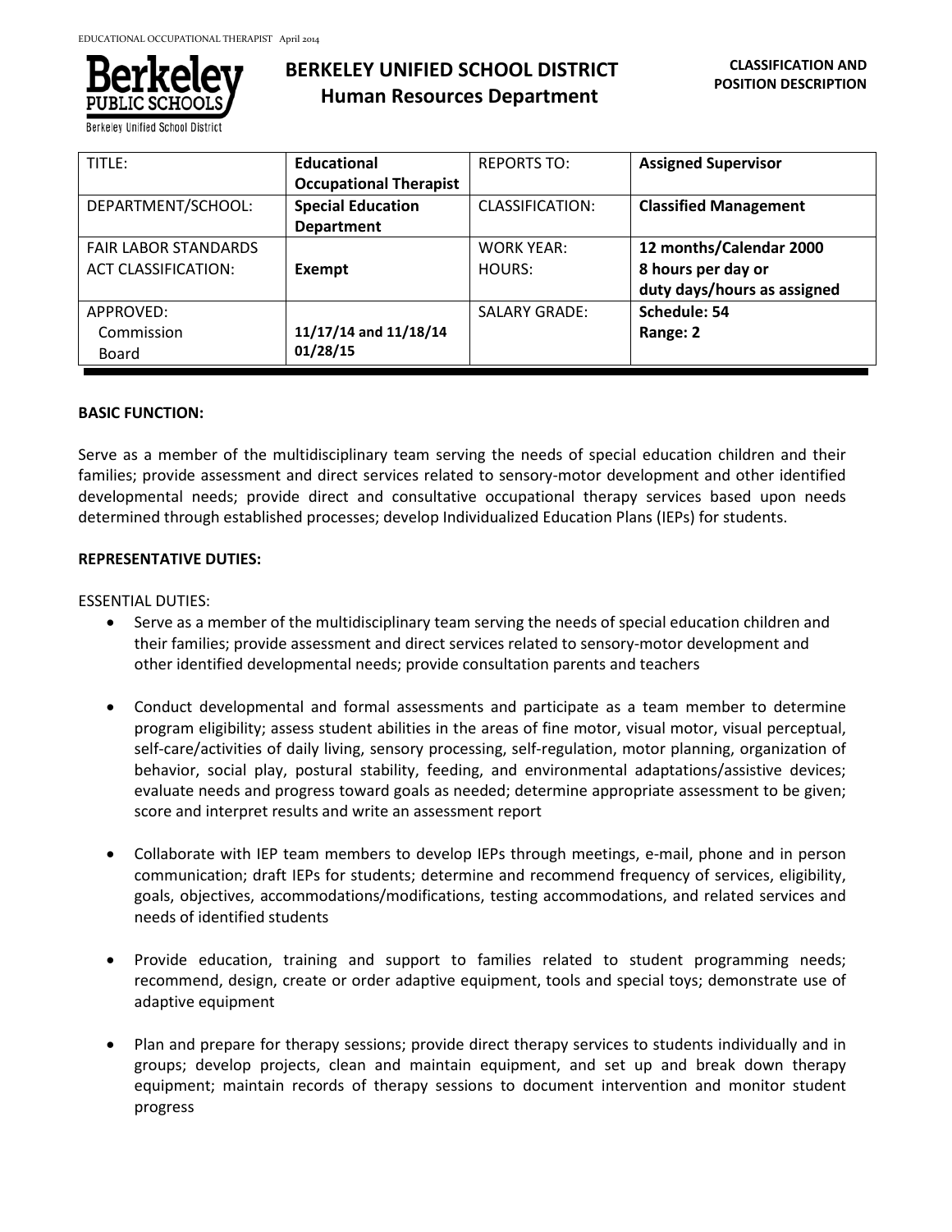# BERKELEY UNIFIED SCHOOL DISTRICT
## Human Resources Department

**CLASSIFICATION AND POSITION DESCRIPTION**

| TITLE: | **Educational Occupational Therapist** | REPORTS TO: | **Assigned Supervisor** |
|---|---|---|---|
| DEPARTMENT/SCHOOL: | **Special Education Department** | CLASSIFICATION: | **Classified Management** |
| FAIR LABOR STANDARDS ACT CLASSIFICATION: | **Exempt** | WORK YEAR: HOURS: | **12 months/Calendar 2000 8 hours per day or duty days/hours as assigned** |
| APPROVED: Commission Board | **11/17/14 and 11/18/14 01/28/15** | SALARY GRADE: | **Schedule: 54 Range: 2** |

**BASIC FUNCTION:**

Serve as a member of the multidisciplinary team serving the needs of special education children and their families; provide assessment and direct services related to sensory-motor development and other identified developmental needs; provide direct and consultative occupational therapy services based upon needs determined through established processes; develop Individualized Education Plans (IEPs) for students.

**REPRESENTATIVE DUTIES:**

ESSENTIAL DUTIES:

- Serve as a member of the multidisciplinary team serving the needs of special education children and their families; provide assessment and direct services related to sensory-motor development and other identified developmental needs; provide consultation parents and teachers

- Conduct developmental and formal assessments and participate as a team member to determine program eligibility; assess student abilities in the areas of fine motor, visual motor, visual perceptual, self-care/activities of daily living, sensory processing, self-regulation, motor planning, organization of behavior, social play, postural stability, feeding, and environmental adaptations/assistive devices; evaluate needs and progress toward goals as needed; determine appropriate assessment to be given; score and interpret results and write an assessment report

- Collaborate with IEP team members to develop IEPs through meetings, e-mail, phone and in person communication; draft IEPs for students; determine and recommend frequency of services, eligibility, goals, objectives, accommodations/modifications, testing accommodations, and related services and needs of identified students

- Provide education, training and support to families related to student programming needs; recommend, design, create or order adaptive equipment, tools and special toys; demonstrate use of adaptive equipment

- Plan and prepare for therapy sessions; provide direct therapy services to students individually and in groups; develop projects, clean and maintain equipment, and set up and break down therapy equipment; maintain records of therapy sessions to document intervention and monitor student progress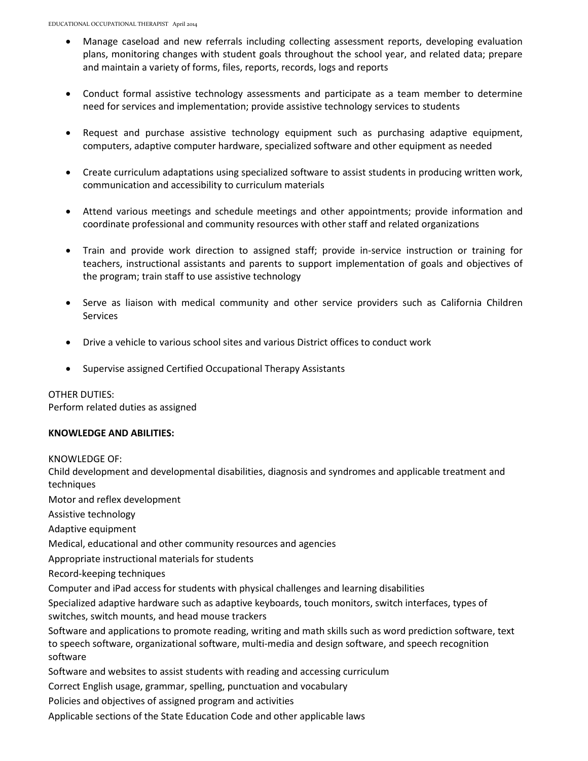- Manage caseload and new referrals including collecting assessment reports, developing evaluation plans, monitoring changes with student goals throughout the school year, and related data; prepare and maintain a variety of forms, files, reports, records, logs and reports

- Conduct formal assistive technology assessments and participate as a team member to determine need for services and implementation; provide assistive technology services to students

- Request and purchase assistive technology equipment such as purchasing adaptive equipment, computers, adaptive computer hardware, specialized software and other equipment as needed

- Create curriculum adaptations using specialized software to assist students in producing written work, communication and accessibility to curriculum materials

- Attend various meetings and schedule meetings and other appointments; provide information and coordinate professional and community resources with other staff and related organizations

- Train and provide work direction to assigned staff; provide in-service instruction or training for teachers, instructional assistants and parents to support implementation of goals and objectives of the program; train staff to use assistive technology

- Serve as liaison with medical community and other service providers such as California Children Services

- Drive a vehicle to various school sites and various District offices to conduct work

- Supervise assigned Certified Occupational Therapy Assistants

OTHER DUTIES:
Perform related duties as assigned

**KNOWLEDGE AND ABILITIES:**

KNOWLEDGE OF:
Child development and developmental disabilities, diagnosis and syndromes and applicable treatment and techniques
Motor and reflex development
Assistive technology
Adaptive equipment
Medical, educational and other community resources and agencies
Appropriate instructional materials for students
Record-keeping techniques
Computer and iPad access for students with physical challenges and learning disabilities
Specialized adaptive hardware such as adaptive keyboards, touch monitors, switch interfaces, types of switches, switch mounts, and head mouse trackers
Software and applications to promote reading, writing and math skills such as word prediction software, text to speech software, organizational software, multi-media and design software, and speech recognition software
Software and websites to assist students with reading and accessing curriculum
Correct English usage, grammar, spelling, punctuation and vocabulary
Policies and objectives of assigned program and activities
Applicable sections of the State Education Code and other applicable laws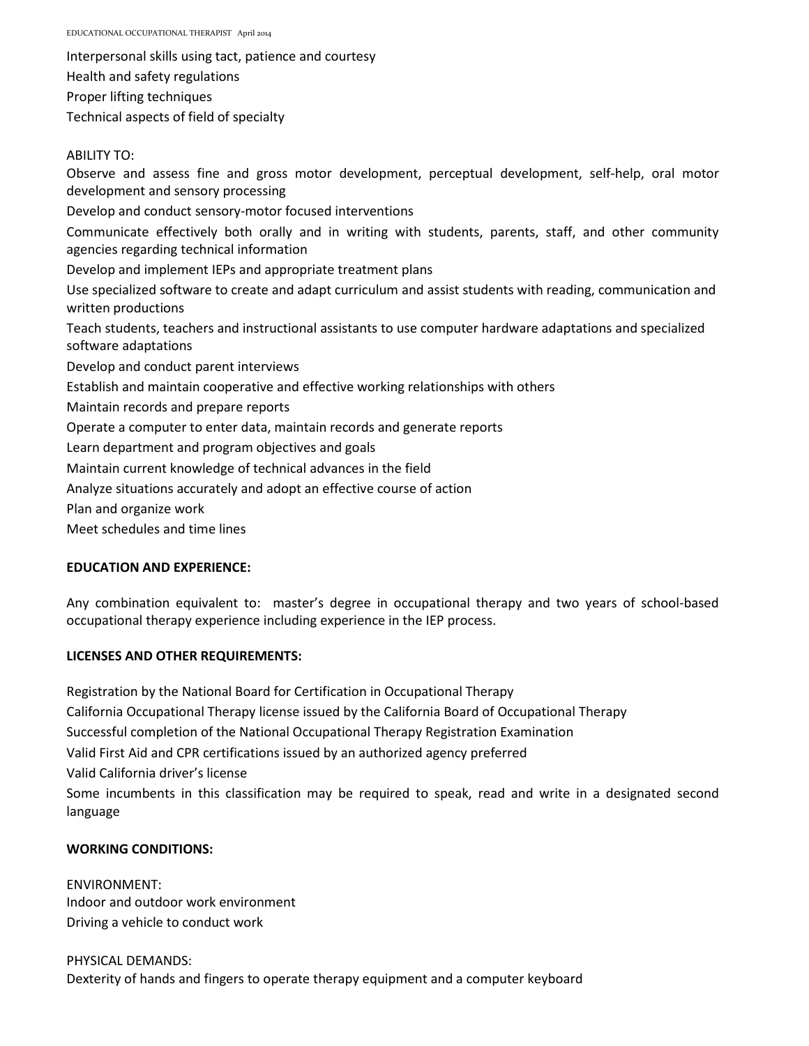Interpersonal skills using tact, patience and courtesy
Health and safety regulations
Proper lifting techniques
Technical aspects of field of specialty

ABILITY TO:

Observe and assess fine and gross motor development, perceptual development, self-help, oral motor development and sensory processing
Develop and conduct sensory-motor focused interventions
Communicate effectively both orally and in writing with students, parents, staff, and other community agencies regarding technical information
Develop and implement IEPs and appropriate treatment plans
Use specialized software to create and adapt curriculum and assist students with reading, communication and written productions
Teach students, teachers and instructional assistants to use computer hardware adaptations and specialized software adaptations
Develop and conduct parent interviews
Establish and maintain cooperative and effective working relationships with others
Maintain records and prepare reports
Operate a computer to enter data, maintain records and generate reports
Learn department and program objectives and goals
Maintain current knowledge of technical advances in the field
Analyze situations accurately and adopt an effective course of action
Plan and organize work
Meet schedules and time lines

**EDUCATION AND EXPERIENCE:**

Any combination equivalent to: master's degree in occupational therapy and two years of school-based occupational therapy experience including experience in the IEP process.

**LICENSES AND OTHER REQUIREMENTS:**

Registration by the National Board for Certification in Occupational Therapy
California Occupational Therapy license issued by the California Board of Occupational Therapy
Successful completion of the National Occupational Therapy Registration Examination
Valid First Aid and CPR certifications issued by an authorized agency preferred
Valid California driver's license
Some incumbents in this classification may be required to speak, read and write in a designated second language

**WORKING CONDITIONS:**

ENVIRONMENT:
Indoor and outdoor work environment
Driving a vehicle to conduct work

PHYSICAL DEMANDS:
Dexterity of hands and fingers to operate therapy equipment and a computer keyboard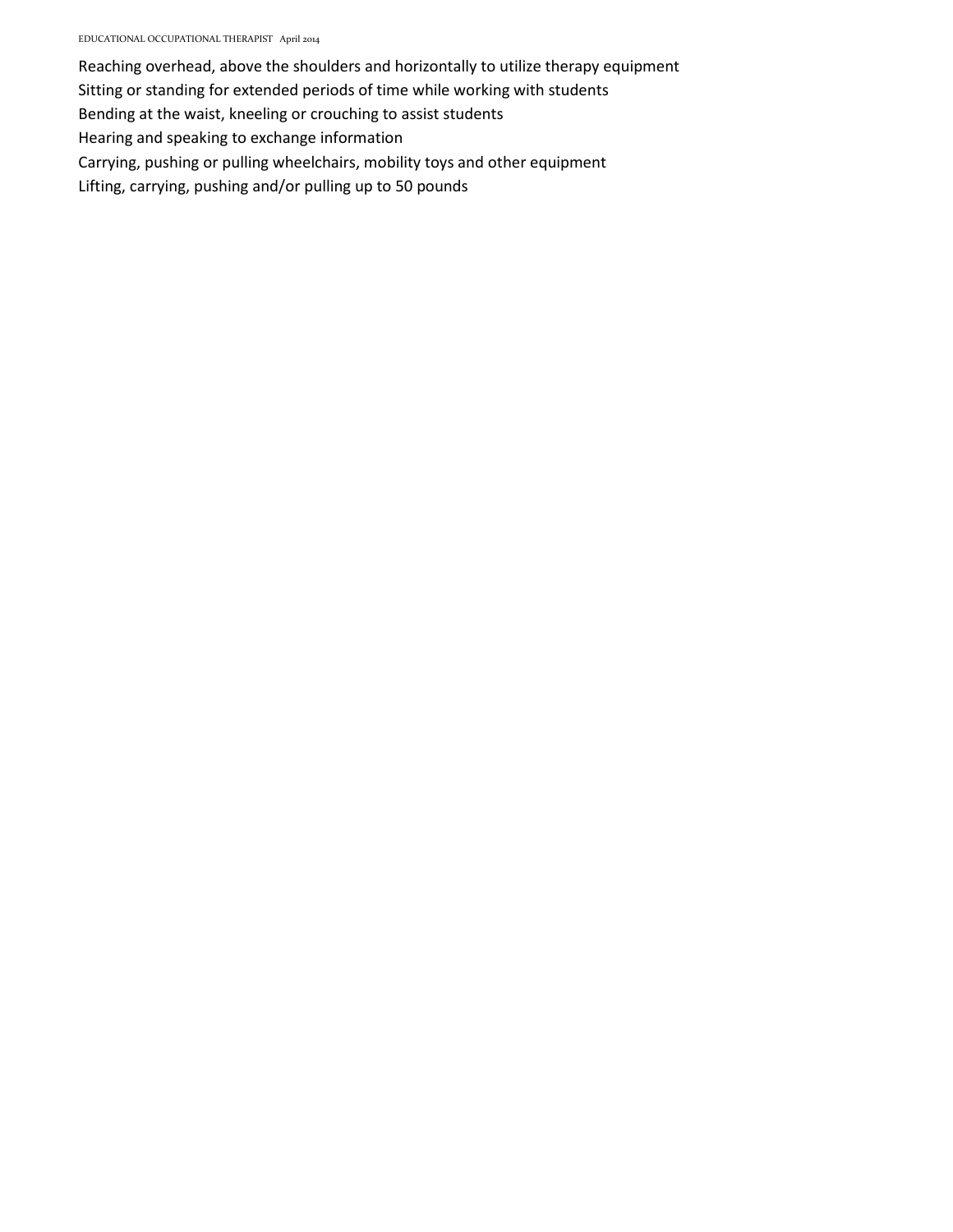Reaching overhead, above the shoulders and horizontally to utilize therapy equipment
Sitting or standing for extended periods of time while working with students
Bending at the waist, kneeling or crouching to assist students
Hearing and speaking to exchange information
Carrying, pushing or pulling wheelchairs, mobility toys and other equipment
Lifting, carrying, pushing and/or pulling up to 50 pounds